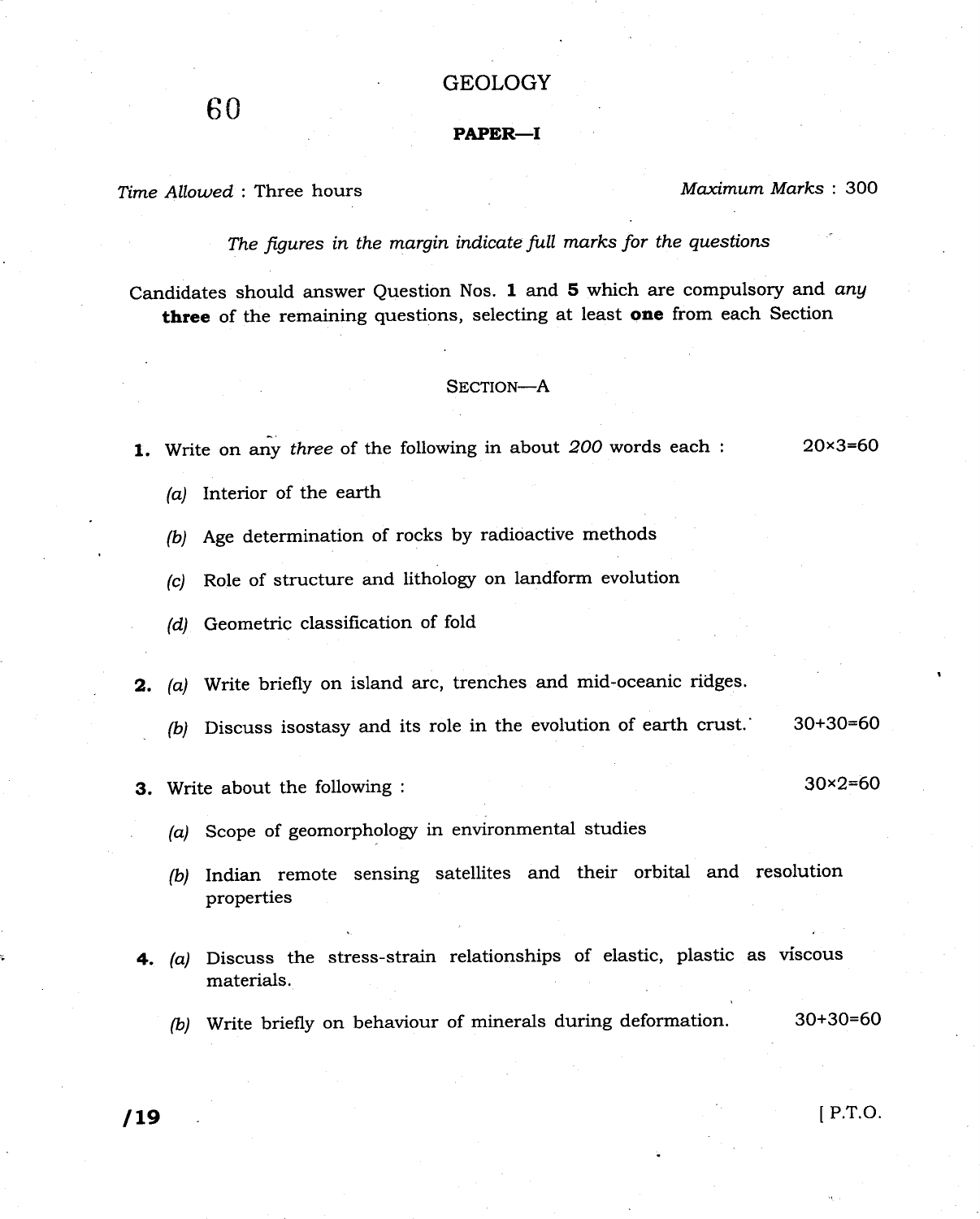60

# GEOLOGY

## PAPER—I

*Time Allowed* : Three hours *Maximum Marks* : 300

*The figures in the margin indicate full marks for the questions*

Candidates should answer Question Nos. **1** and **5** which are compulsory and *any* **three** of the remaining questions, selecting at least **one** from each Section

### SECTION—A

**1.** Write on any *three* of the following in about *200* words each : 20×3=60

*(a)* Interior of the earth

*(b)* Age determination of rocks by radioactive methods

*(c)* Role of structure and lithology on landform evolution

*(d)* Geometric classification of fold

**2.** *(a)* Write briefly on island arc, trenches and mid-oceanic ridges.

*(b)* Discuss isostasy and its role in the evolution of earth crust. 30+30=60

**3.** Write about the following : 30×2=60

*(a)* Scope of geomorphology in environmental studies

*(b)* Indian remote sensing satellites and their orbital and resolution properties

**4.** *(a)* Discuss the stress-strain relationships of elastic, plastic as viscous materials.

*(b)* Write briefly on behaviour of minerals during deformation. 30+30=60

/19 [ P.T.O.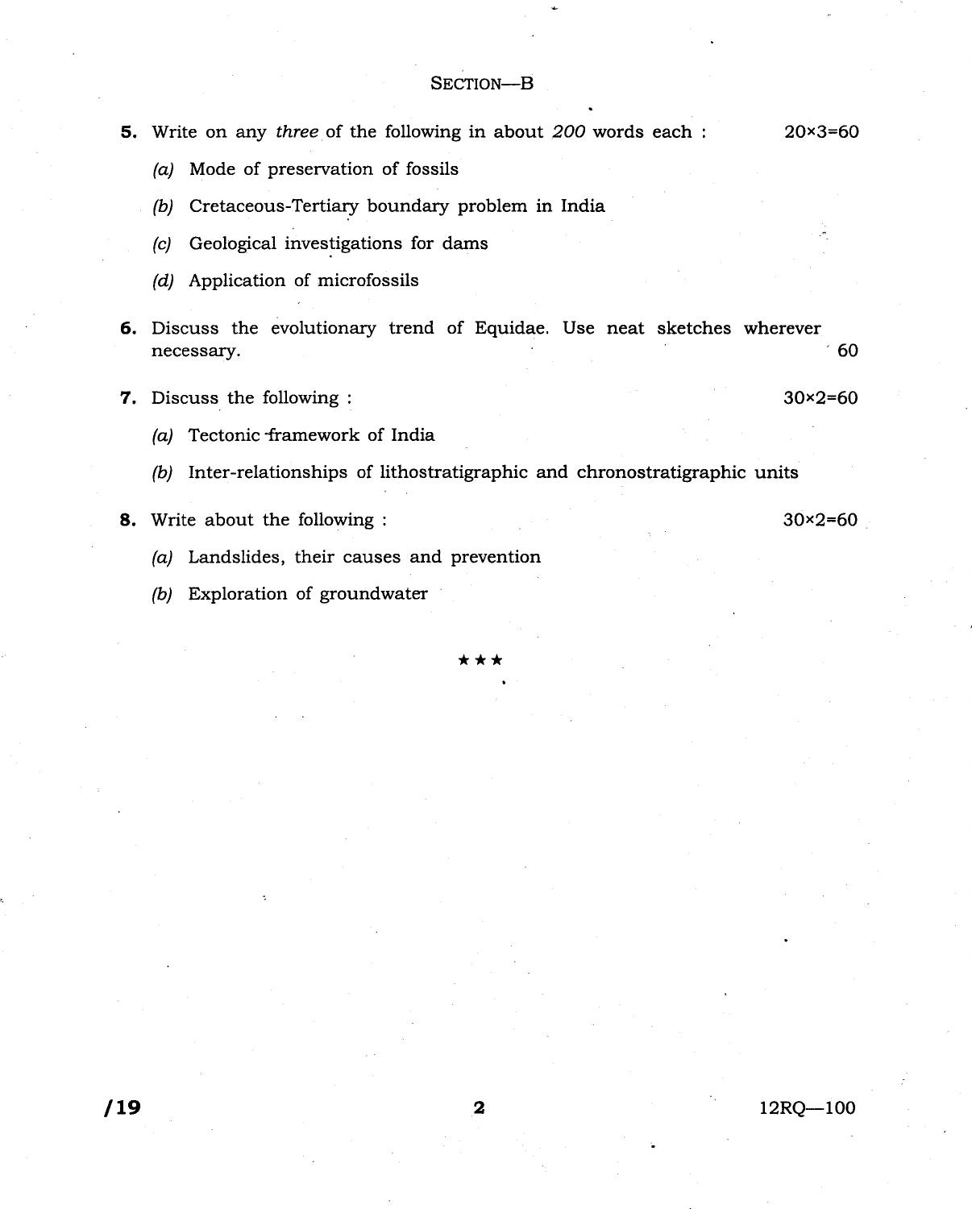## SECTION—B

**5.** Write on any *three* of the following in about *200* words each : 20×3=60

*(a)* Mode of preservation of fossils

*(b)* Cretaceous-Tertiary boundary problem in India

*(c)* Geological investigations for dams

*(d)* Application of microfossils

**6.** Discuss the evolutionary trend of Equidae. Use neat sketches wherever necessary. 60

**7.** Discuss the following : 30×2=60

*(a)* Tectonic framework of India

*(b)* Inter-relationships of lithostratigraphic and chronostratigraphic units

**8.** Write about the following : 30×2=60

*(a)* Landslides, their causes and prevention

*(b)* Exploration of groundwater

★★★

/19 12RQ—100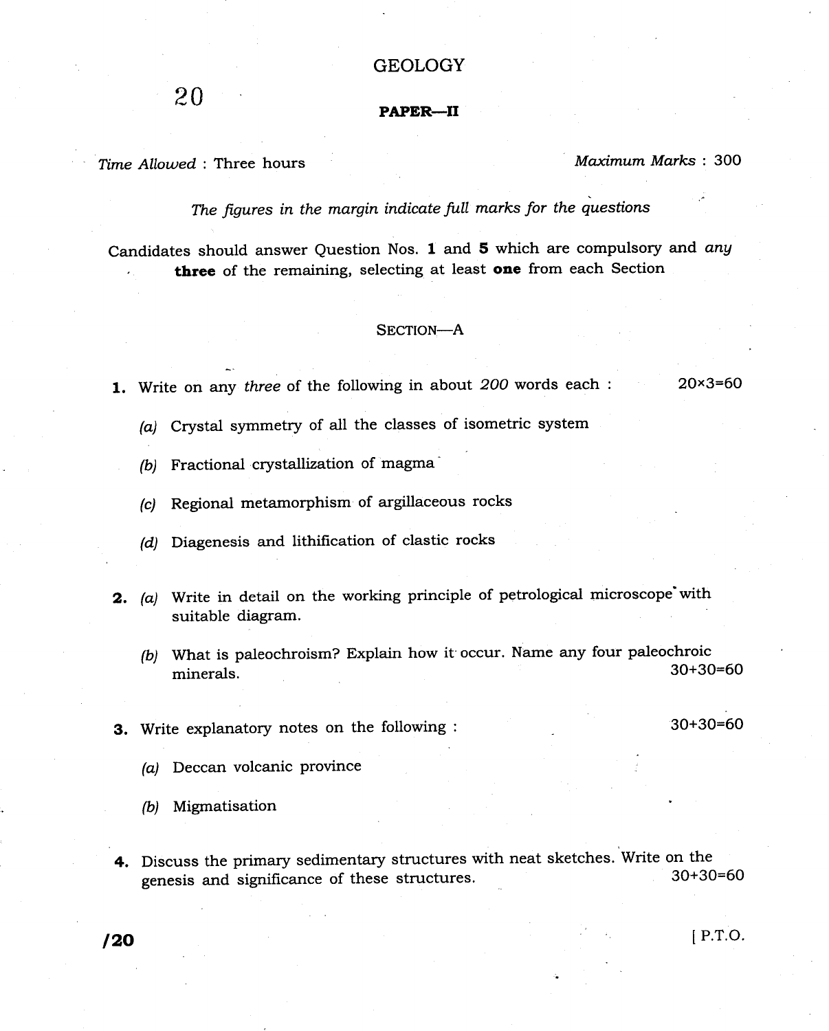# GEOLOGY

20

## PAPER—II

*Time Allowed* : Three hours *Maximum Marks* : 300

*The figures in the margin indicate full marks for the questions*

Candidates should answer Question Nos. **1** and **5** which are compulsory and *any* **three** of the remaining, selecting at least **one** from each Section

### SECTION—A

**1.** Write on any *three* of the following in about *200* words each : 20×3=60

*(a)* Crystal symmetry of all the classes of isometric system

*(b)* Fractional crystallization of magma

*(c)* Regional metamorphism of argillaceous rocks

*(d)* Diagenesis and lithification of clastic rocks

**2.** *(a)* Write in detail on the working principle of petrological microscope with suitable diagram.

*(b)* What is paleochroism? Explain how it occur. Name any four paleochroic minerals. 30+30=60

**3.** Write explanatory notes on the following : 30+30=60

*(a)* Deccan volcanic province

*(b)* Migmatisation

**4.** Discuss the primary sedimentary structures with neat sketches. Write on the genesis and significance of these structures. 30+30=60

[ P.T.O.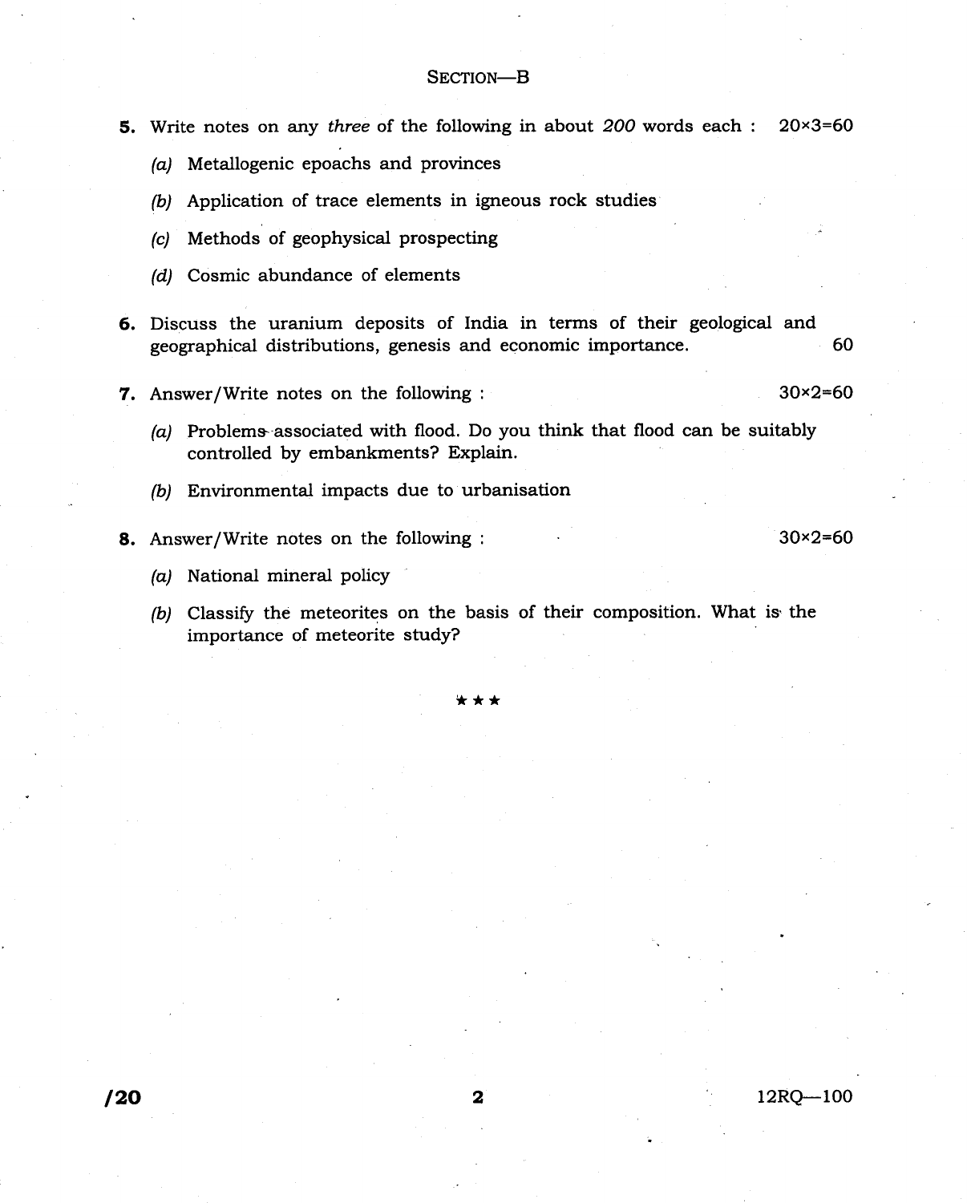## SECTION—B

**5.** Write notes on any *three* of the following in about *200* words each : 20×3=60

*(a)* Metallogenic epoachs and provinces

*(b)* Application of trace elements in igneous rock studies

*(c)* Methods of geophysical prospecting

*(d)* Cosmic abundance of elements

**6.** Discuss the uranium deposits of India in terms of their geological and geographical distributions, genesis and economic importance. 60

**7.** Answer/Write notes on the following : 30×2=60

*(a)* Problems associated with flood. Do you think that flood can be suitably controlled by embankments? Explain.

*(b)* Environmental impacts due to urbanisation

**8.** Answer/Write notes on the following : 30×2=60

*(a)* National mineral policy

*(b)* Classify the meteorites on the basis of their composition. What is the importance of meteorite study?

★★★